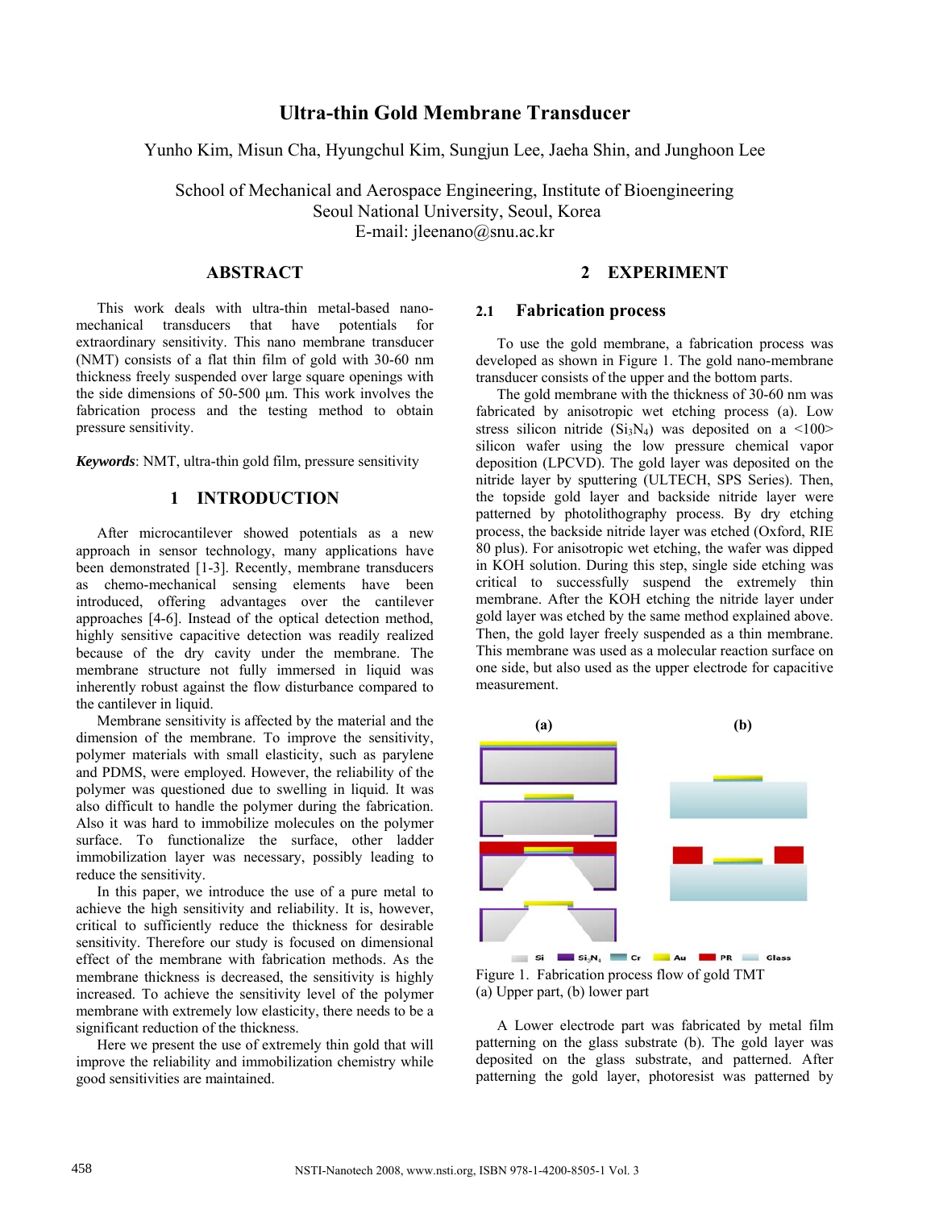# Ultra-thin Gold Membrane Transducer

Yunho Kim, Misun Cha, Hyungchul Kim, Sungjun Lee, Jaeha Shin, and Junghoon Lee

School of Mechanical and Aerospace Engineering, Institute of Bioengineering
Seoul National University, Seoul, Korea
E-mail: jleenano@snu.ac.kr

## ABSTRACT

This work deals with ultra-thin metal-based nano-mechanical transducers that have potentials for extraordinary sensitivity. This nano membrane transducer (NMT) consists of a flat thin film of gold with 30-60 nm thickness freely suspended over large square openings with the side dimensions of 50-500 μm. This work involves the fabrication process and the testing method to obtain pressure sensitivity.

***Keywords***: NMT, ultra-thin gold film, pressure sensitivity

## 1 INTRODUCTION

After microcantilever showed potentials as a new approach in sensor technology, many applications have been demonstrated [1-3]. Recently, membrane transducers as chemo-mechanical sensing elements have been introduced, offering advantages over the cantilever approaches [4-6]. Instead of the optical detection method, highly sensitive capacitive detection was readily realized because of the dry cavity under the membrane. The membrane structure not fully immersed in liquid was inherently robust against the flow disturbance compared to the cantilever in liquid.

Membrane sensitivity is affected by the material and the dimension of the membrane. To improve the sensitivity, polymer materials with small elasticity, such as parylene and PDMS, were employed. However, the reliability of the polymer was questioned due to swelling in liquid. It was also difficult to handle the polymer during the fabrication. Also it was hard to immobilize molecules on the polymer surface. To functionalize the surface, other ladder immobilization layer was necessary, possibly leading to reduce the sensitivity.

In this paper, we introduce the use of a pure metal to achieve the high sensitivity and reliability. It is, however, critical to sufficiently reduce the thickness for desirable sensitivity. Therefore our study is focused on dimensional effect of the membrane with fabrication methods. As the membrane thickness is decreased, the sensitivity is highly increased. To achieve the sensitivity level of the polymer membrane with extremely low elasticity, there needs to be a significant reduction of the thickness.

Here we present the use of extremely thin gold that will improve the reliability and immobilization chemistry while good sensitivities are maintained.

## 2 EXPERIMENT

### 2.1 Fabrication process

To use the gold membrane, a fabrication process was developed as shown in Figure 1. The gold nano-membrane transducer consists of the upper and the bottom parts.

The gold membrane with the thickness of 30-60 nm was fabricated by anisotropic wet etching process (a). Low stress silicon nitride ($Si_3N_4$) was deposited on a <100> silicon wafer using the low pressure chemical vapor deposition (LPCVD). The gold layer was deposited on the nitride layer by sputtering (ULTECH, SPS Series). Then, the topside gold layer and backside nitride layer were patterned by photolithography process. By dry etching process, the backside nitride layer was etched (Oxford, RIE 80 plus). For anisotropic wet etching, the wafer was dipped in KOH solution. During this step, single side etching was critical to successfully suspend the extremely thin membrane. After the KOH etching the nitride layer under gold layer was etched by the same method explained above. Then, the gold layer freely suspended as a thin membrane. This membrane was used as a molecular reaction surface on one side, but also used as the upper electrode for capacitive measurement.

Figure 1. Fabrication process flow of gold TMT
(a) Upper part, (b) lower part

A Lower electrode part was fabricated by metal film patterning on the glass substrate (b). The gold layer was deposited on the glass substrate, and patterned. After patterning the gold layer, photoresist was patterned by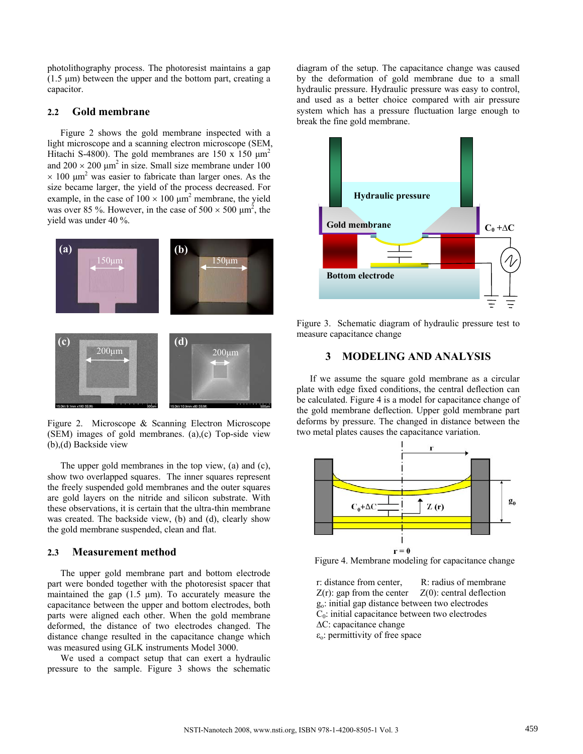photolithography process. The photoresist maintains a gap (1.5 μm) between the upper and the bottom part, creating a capacitor.

### 2.2 Gold membrane

Figure 2 shows the gold membrane inspected with a light microscope and a scanning electron microscope (SEM, Hitachi S-4800). The gold membranes are 150 x 150 $\mu m^2$ and 200 × 200 $\mu m^2$ in size. Small size membrane under 100 × 100 $\mu m^2$ was easier to fabricate than larger ones. As the size became larger, the yield of the process decreased. For example, in the case of 100 × 100 $\mu m^2$ membrane, the yield was over 85 %. However, in the case of 500 × 500 $\mu m^2$, the yield was under 40 %.

Figure 2. Microscope & Scanning Electron Microscope (SEM) images of gold membranes. (a),(c) Top-side view (b),(d) Backside view

The upper gold membranes in the top view, (a) and (c), show two overlapped squares. The inner squares represent the freely suspended gold membranes and the outer squares are gold layers on the nitride and silicon substrate. With these observations, it is certain that the ultra-thin membrane was created. The backside view, (b) and (d), clearly show the gold membrane suspended, clean and flat.

### 2.3 Measurement method

The upper gold membrane part and bottom electrode part were bonded together with the photoresist spacer that maintained the gap (1.5 μm). To accurately measure the capacitance between the upper and bottom electrodes, both parts were aligned each other. When the gold membrane deformed, the distance of two electrodes changed. The distance change resulted in the capacitance change which was measured using GLK instruments Model 3000.

We used a compact setup that can exert a hydraulic pressure to the sample. Figure 3 shows the schematic diagram of the setup. The capacitance change was caused by the deformation of gold membrane due to a small hydraulic pressure. Hydraulic pressure was easy to control, and used as a better choice compared with air pressure system which has a pressure fluctuation large enough to break the fine gold membrane.

Figure 3. Schematic diagram of hydraulic pressure test to measure capacitance change

## 3 MODELING AND ANALYSIS

If we assume the square gold membrane as a circular plate with edge fixed conditions, the central deflection can be calculated. Figure 4 is a model for capacitance change of the gold membrane deflection. Upper gold membrane part deforms by pressure. The changed in distance between the two metal plates causes the capacitance variation.

Figure 4. Membrane modeling for capacitance change

r: distance from center, R: radius of membrane
$Z(r)$: gap from the center $Z(0)$: central deflection
$g_o$: initial gap distance between two electrodes
$C_0$: initial capacitance between two electrodes
$\Delta C$: capacitance change
$\varepsilon_o$: permittivity of free space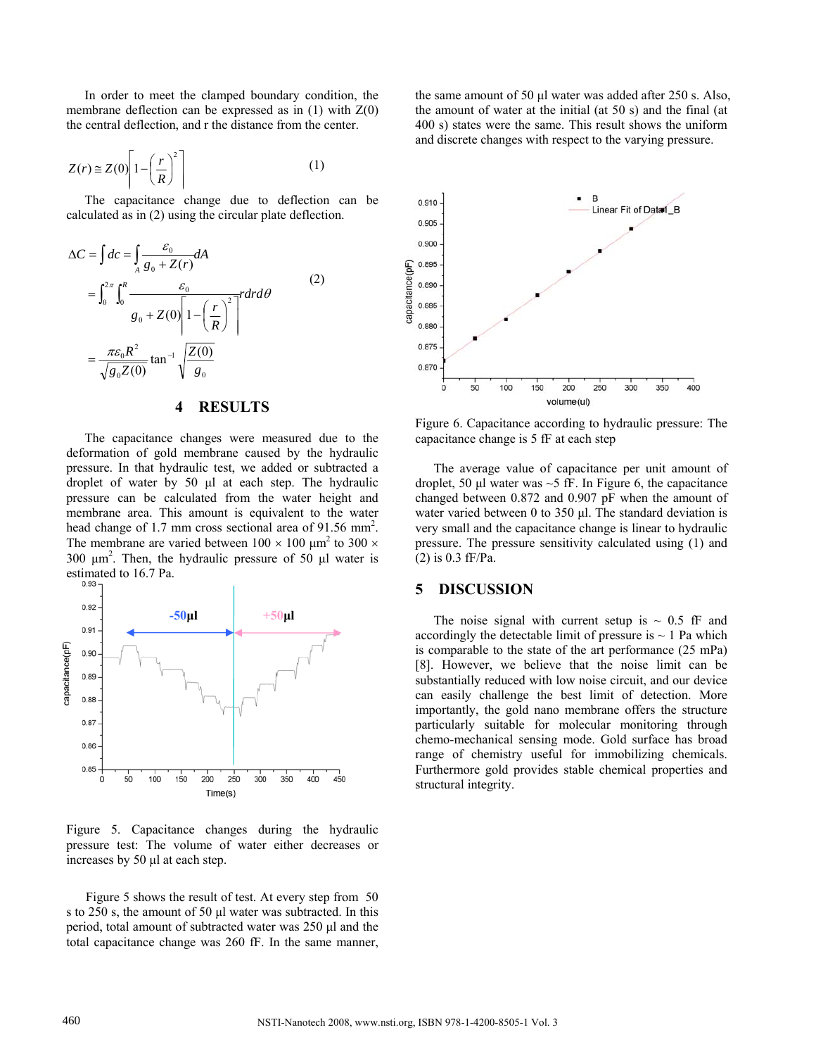In order to meet the clamped boundary condition, the membrane deflection can be expressed as in (1) with Z(0) the central deflection, and r the distance from the center.

$$Z(r) \cong Z(0)\left[1-\left(\frac{r}{R}\right)^2\right] \tag{1}$$

The capacitance change due to deflection can be calculated as in (2) using the circular plate deflection.

$$\begin{aligned}
\Delta C &= \int dc = \int_A \frac{\varepsilon_0}{g_0 + Z(r)} dA \\
&= \int_0^{2\pi}\int_0^R \frac{\varepsilon_0}{g_0 + Z(0)\left[1-\left(\frac{r}{R}\right)^2\right]} r dr d\theta \\
&= \frac{\pi \varepsilon_0 R^2}{\sqrt{g_0 Z(0)}} \tan^{-1}\sqrt{\frac{Z(0)}{g_0}}
\end{aligned} \tag{2}$$

## 4 RESULTS

The capacitance changes were measured due to the deformation of gold membrane caused by the hydraulic pressure. In that hydraulic test, we added or subtracted a droplet of water by 50 µl at each step. The hydraulic pressure can be calculated from the water height and membrane area. This amount is equivalent to the water head change of 1.7 mm cross sectional area of 91.56 $mm^2$. The membrane are varied between 100 × 100 $\mu m^2$ to 300 × 300 $\mu m^2$. Then, the hydraulic pressure of 50 µl water is estimated to 16.7 Pa.

Figure 5. Capacitance changes during the hydraulic pressure test: The volume of water either decreases or increases by 50 µl at each step.

Figure 5 shows the result of test. At every step from 50 s to 250 s, the amount of 50 µl water was subtracted. In this period, total amount of subtracted water was 250 µl and the total capacitance change was 260 fF. In the same manner, the same amount of 50 µl water was added after 250 s. Also, the amount of water at the initial (at 50 s) and the final (at 400 s) states were the same. This result shows the uniform and discrete changes with respect to the varying pressure.

Figure 6. Capacitance according to hydraulic pressure: The capacitance change is 5 fF at each step

The average value of capacitance per unit amount of droplet, 50 µl water was ~5 fF. In Figure 6, the capacitance changed between 0.872 and 0.907 pF when the amount of water varied between 0 to 350 µl. The standard deviation is very small and the capacitance change is linear to hydraulic pressure. The pressure sensitivity calculated using (1) and (2) is 0.3 fF/Pa.

## 5 DISCUSSION

The noise signal with current setup is ~ 0.5 fF and accordingly the detectable limit of pressure is ~ 1 Pa which is comparable to the state of the art performance (25 mPa) [8]. However, we believe that the noise limit can be substantially reduced with low noise circuit, and our device can easily challenge the best limit of detection. More importantly, the gold nano membrane offers the structure particularly suitable for molecular monitoring through chemo-mechanical sensing mode. Gold surface has broad range of chemistry useful for immobilizing chemicals. Furthermore gold provides stable chemical properties and structural integrity.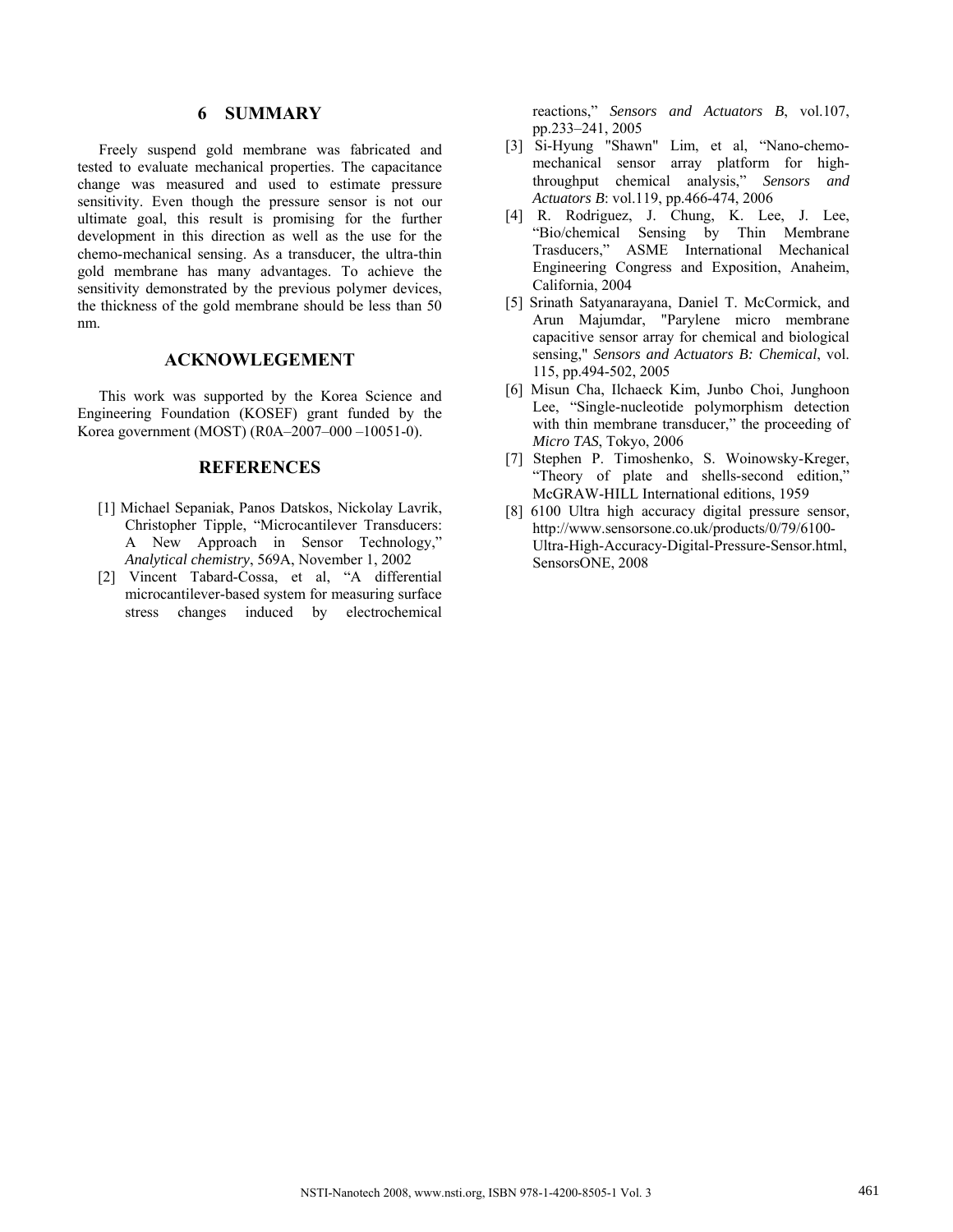## 6 SUMMARY

Freely suspend gold membrane was fabricated and tested to evaluate mechanical properties. The capacitance change was measured and used to estimate pressure sensitivity. Even though the pressure sensor is not our ultimate goal, this result is promising for the further development in this direction as well as the use for the chemo-mechanical sensing. As a transducer, the ultra-thin gold membrane has many advantages. To achieve the sensitivity demonstrated by the previous polymer devices, the thickness of the gold membrane should be less than 50 nm.

## ACKNOWLEGEMENT

This work was supported by the Korea Science and Engineering Foundation (KOSEF) grant funded by the Korea government (MOST) (R0A–2007–000 –10051-0).

## REFERENCES

[1] Michael Sepaniak, Panos Datskos, Nickolay Lavrik, Christopher Tipple, "Microcantilever Transducers: A New Approach in Sensor Technology," *Analytical chemistry*, 569A, November 1, 2002

[2] Vincent Tabard-Cossa, et al, "A differential microcantilever-based system for measuring surface stress changes induced by electrochemical reactions," *Sensors and Actuators B*, vol.107, pp.233–241, 2005

[3] Si-Hyung "Shawn" Lim, et al, "Nano-chemo-mechanical sensor array platform for high-throughput chemical analysis," *Sensors and Actuators B*: vol.119, pp.466-474, 2006

[4] R. Rodriguez, J. Chung, K. Lee, J. Lee, "Bio/chemical Sensing by Thin Membrane Trasducers," ASME International Mechanical Engineering Congress and Exposition, Anaheim, California, 2004

[5] Srinath Satyanarayana, Daniel T. McCormick, and Arun Majumdar, "Parylene micro membrane capacitive sensor array for chemical and biological sensing," *Sensors and Actuators B: Chemical*, vol. 115, pp.494-502, 2005

[6] Misun Cha, Ilchaeck Kim, Junbo Choi, Junghoon Lee, "Single-nucleotide polymorphism detection with thin membrane transducer," the proceeding of *Micro TAS*, Tokyo, 2006

[7] Stephen P. Timoshenko, S. Woinowsky-Kreger, "Theory of plate and shells-second edition," McGRAW-HILL International editions, 1959

[8] 6100 Ultra high accuracy digital pressure sensor, http://www.sensorsone.co.uk/products/0/79/6100-Ultra-High-Accuracy-Digital-Pressure-Sensor.html, SensorsONE, 2008